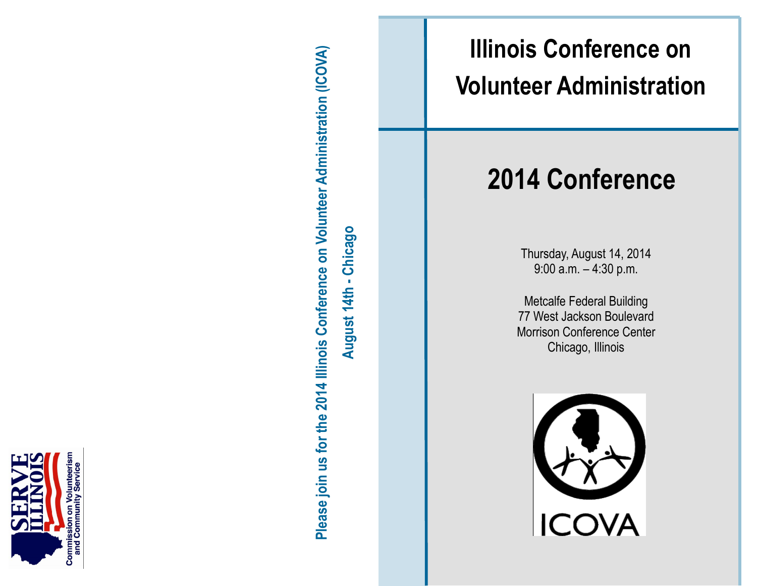SERVE ILLINOIS

Commission on Volunteerism and Community Service

Please join us for the 2014 Illinois Conference on Volunteer Administration (ICOVA)

August 14th - Chicago

# Illinois Conference on Volunteer Administration

## 2014 Conference

Thursday, August 14, 2014
9:00 a.m. – 4:30 p.m.

Metcalfe Federal Building
77 West Jackson Boulevard
Morrison Conference Center
Chicago, Illinois

ICOVA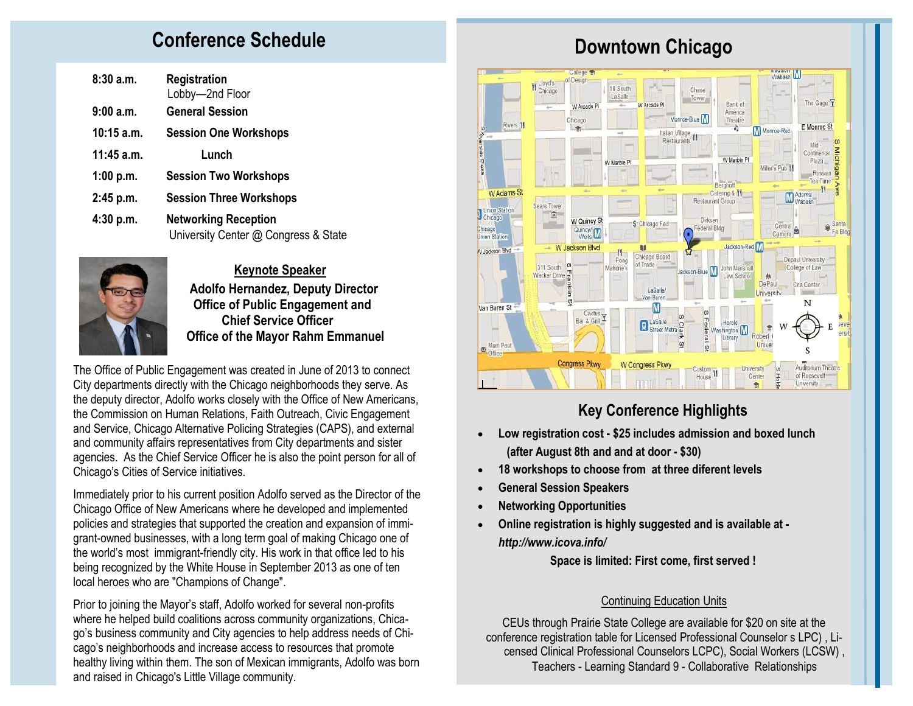## Conference Schedule

| | |
|---|---|
| **8:30 a.m.** | **Registration** Lobby—2nd Floor |
| **9:00 a.m.** | **General Session** |
| **10:15 a.m.** | **Session One Workshops** |
| **11:45 a.m.** | **Lunch** |
| **1:00 p.m.** | **Session Two Workshops** |
| **2:45 p.m.** | **Session Three Workshops** |
| **4:30 p.m.** | **Networking Reception** University Center @ Congress & State |

### Keynote Speaker

**Adolfo Hernandez, Deputy Director**
**Office of Public Engagement and**
**Chief Service Officer**
**Office of the Mayor Rahm Emmanuel**

The Office of Public Engagement was created in June of 2013 to connect City departments directly with the Chicago neighborhoods they serve. As the deputy director, Adolfo works closely with the Office of New Americans, the Commission on Human Relations, Faith Outreach, Civic Engagement and Service, Chicago Alternative Policing Strategies (CAPS), and external and community affairs representatives from City departments and sister agencies. As the Chief Service Officer he is also the point person for all of Chicago's Cities of Service initiatives.

Immediately prior to his current position Adolfo served as the Director of the Chicago Office of New Americans where he developed and implemented policies and strategies that supported the creation and expansion of immigrant-owned businesses, with a long term goal of making Chicago one of the world's most immigrant-friendly city. His work in that office led to his being recognized by the White House in September 2013 as one of ten local heroes who are "Champions of Change".

Prior to joining the Mayor's staff, Adolfo worked for several non-profits where he helped build coalitions across community organizations, Chicago's business community and City agencies to help address needs of Chicago's neighborhoods and increase access to resources that promote healthy living within them. The son of Mexican immigrants, Adolfo was born and raised in Chicago's Little Village community.

## Downtown Chicago

## Key Conference Highlights

- **Low registration cost - $25 includes admission and boxed lunch (after August 8th and and at door - $30)**
- **18 workshops to choose from at three diferent levels**
- **General Session Speakers**
- **Networking Opportunities**
- **Online registration is highly suggested and is available at -** ***http://www.icova.info/***

**Space is limited: First come, first served !**

Continuing Education Units

CEUs through Prairie State College are available for $20 on site at the conference registration table for Licensed Professional Counselor s LPC) , Licensed Clinical Professional Counselors LCPC), Social Workers (LCSW) , Teachers - Learning Standard 9 - Collaborative Relationships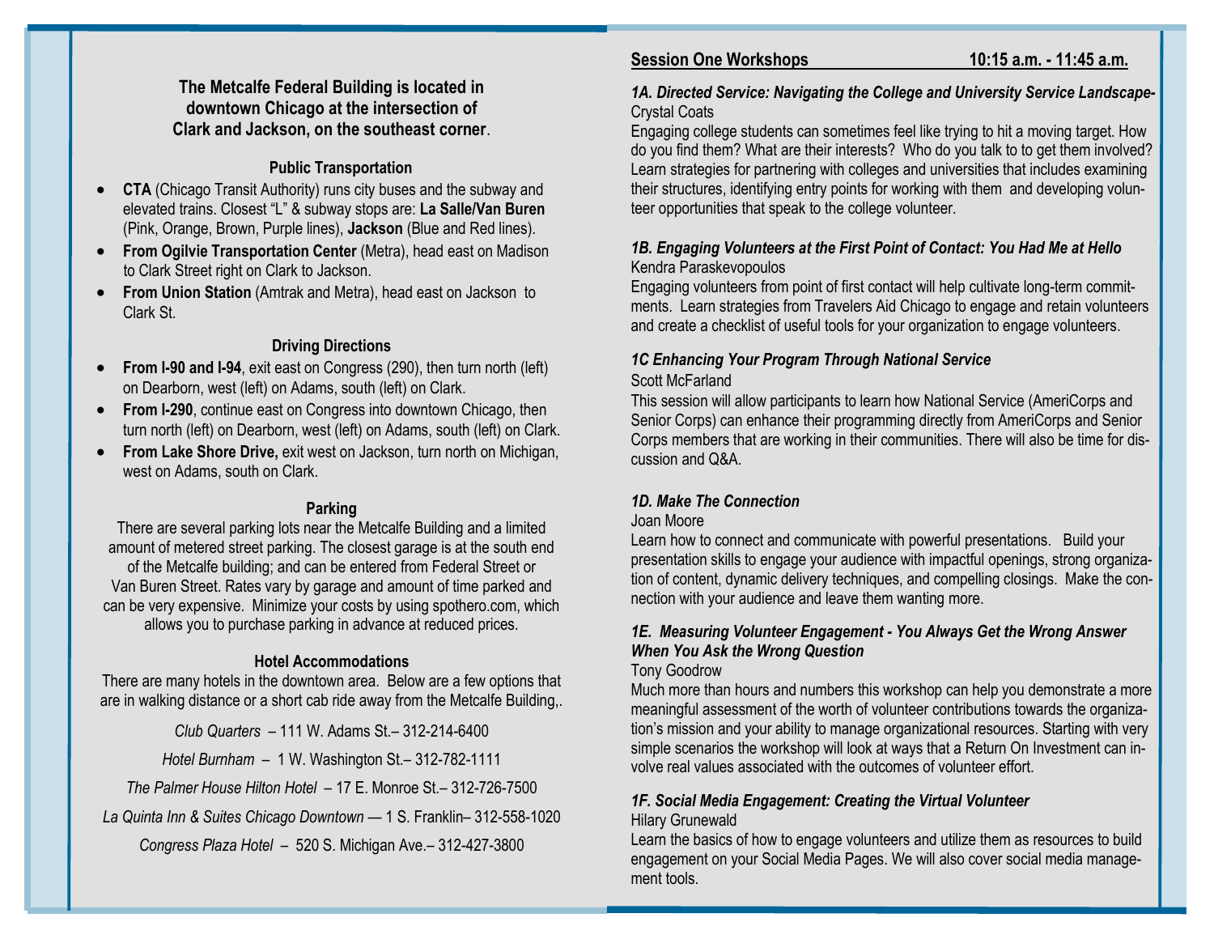**The Metcalfe Federal Building is located in downtown Chicago at the intersection of Clark and Jackson, on the southeast corner**.

### Public Transportation

- **CTA** (Chicago Transit Authority) runs city buses and the subway and elevated trains. Closest "L" & subway stops are: **La Salle/Van Buren** (Pink, Orange, Brown, Purple lines), **Jackson** (Blue and Red lines).
- **From Ogilvie Transportation Center** (Metra), head east on Madison to Clark Street right on Clark to Jackson.
- **From Union Station** (Amtrak and Metra), head east on Jackson to Clark St.

### Driving Directions

- **From I-90 and I-94**, exit east on Congress (290), then turn north (left) on Dearborn, west (left) on Adams, south (left) on Clark.
- **From I-290**, continue east on Congress into downtown Chicago, then turn north (left) on Dearborn, west (left) on Adams, south (left) on Clark.
- **From Lake Shore Drive,** exit west on Jackson, turn north on Michigan, west on Adams, south on Clark.

### Parking

There are several parking lots near the Metcalfe Building and a limited amount of metered street parking. The closest garage is at the south end of the Metcalfe building; and can be entered from Federal Street or Van Buren Street. Rates vary by garage and amount of time parked and can be very expensive. Minimize your costs by using spothero.com, which allows you to purchase parking in advance at reduced prices.

### Hotel Accommodations

There are many hotels in the downtown area. Below are a few options that are in walking distance or a short cab ride away from the Metcalfe Building,.

*Club Quarters* – 111 W. Adams St.– 312-214-6400

*Hotel Burnham* – 1 W. Washington St.– 312-782-1111

*The Palmer House Hilton Hotel* – 17 E. Monroe St.– 312-726-7500

*La Quinta Inn & Suites Chicago Downtown* — 1 S. Franklin– 312-558-1020

*Congress Plaza Hotel* – 520 S. Michigan Ave.– 312-427-3800

## Session One Workshops 10:15 a.m. - 11:45 a.m.

***1A. Directed Service: Navigating the College and University Service Landscape-***
Crystal Coats

Engaging college students can sometimes feel like trying to hit a moving target. How do you find them? What are their interests? Who do you talk to to get them involved? Learn strategies for partnering with colleges and universities that includes examining their structures, identifying entry points for working with them and developing volunteer opportunities that speak to the college volunteer.

***1B. Engaging Volunteers at the First Point of Contact: You Had Me at Hello***
Kendra Paraskevopoulos

Engaging volunteers from point of first contact will help cultivate long-term commitments. Learn strategies from Travelers Aid Chicago to engage and retain volunteers and create a checklist of useful tools for your organization to engage volunteers.

***1C Enhancing Your Program Through National Service***
Scott McFarland

This session will allow participants to learn how National Service (AmeriCorps and Senior Corps) can enhance their programming directly from AmeriCorps and Senior Corps members that are working in their communities. There will also be time for discussion and Q&A.

***1D. Make The Connection***
Joan Moore

Learn how to connect and communicate with powerful presentations. Build your presentation skills to engage your audience with impactful openings, strong organization of content, dynamic delivery techniques, and compelling closings. Make the connection with your audience and leave them wanting more.

***1E. Measuring Volunteer Engagement - You Always Get the Wrong Answer When You Ask the Wrong Question***
Tony Goodrow

Much more than hours and numbers this workshop can help you demonstrate a more meaningful assessment of the worth of volunteer contributions towards the organization's mission and your ability to manage organizational resources. Starting with very simple scenarios the workshop will look at ways that a Return On Investment can involve real values associated with the outcomes of volunteer effort.

***1F. Social Media Engagement: Creating the Virtual Volunteer***
Hilary Grunewald

Learn the basics of how to engage volunteers and utilize them as resources to build engagement on your Social Media Pages. We will also cover social media management tools.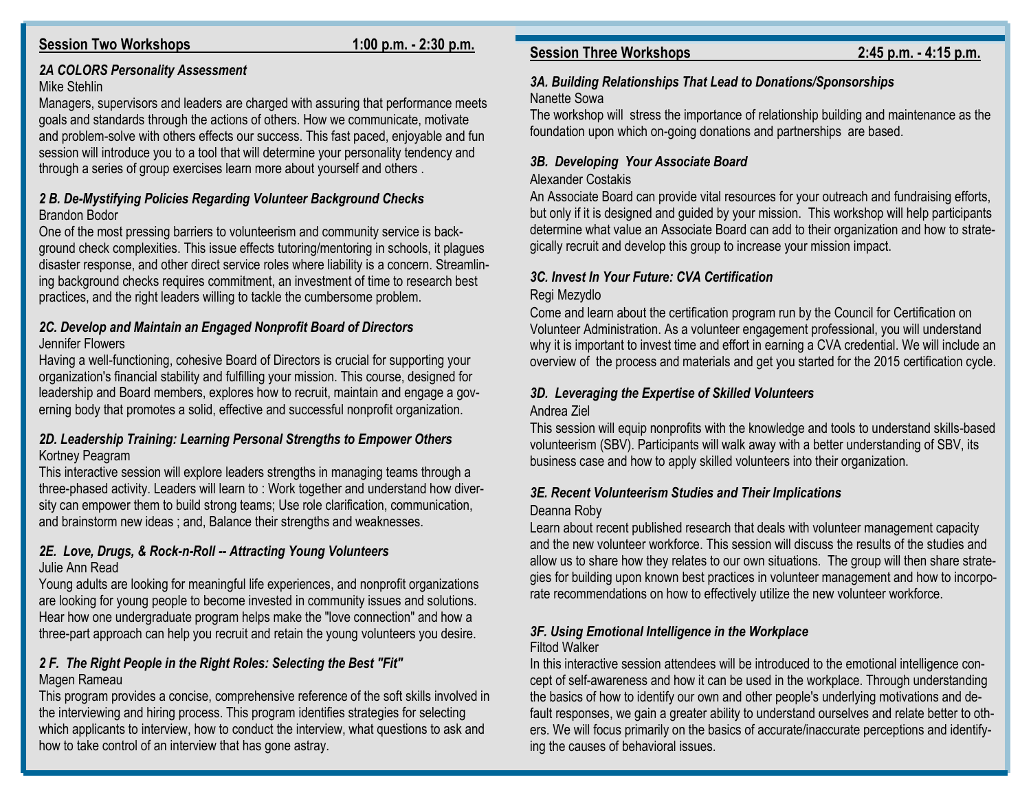## Session Two Workshops 1:00 p.m. - 2:30 p.m.

***2A COLORS Personality Assessment***

Mike Stehlin

Managers, supervisors and leaders are charged with assuring that performance meets goals and standards through the actions of others. How we communicate, motivate and problem-solve with others effects our success. This fast paced, enjoyable and fun session will introduce you to a tool that will determine your personality tendency and through a series of group exercises learn more about yourself and others .

***2 B. De-Mystifying Policies Regarding Volunteer Background Checks***

Brandon Bodor

One of the most pressing barriers to volunteerism and community service is background check complexities. This issue effects tutoring/mentoring in schools, it plagues disaster response, and other direct service roles where liability is a concern. Streamlining background checks requires commitment, an investment of time to research best practices, and the right leaders willing to tackle the cumbersome problem.

***2C. Develop and Maintain an Engaged Nonprofit Board of Directors***

Jennifer Flowers

Having a well-functioning, cohesive Board of Directors is crucial for supporting your organization's financial stability and fulfilling your mission. This course, designed for leadership and Board members, explores how to recruit, maintain and engage a governing body that promotes a solid, effective and successful nonprofit organization.

***2D. Leadership Training: Learning Personal Strengths to Empower Others***

Kortney Peagram

This interactive session will explore leaders strengths in managing teams through a three-phased activity. Leaders will learn to : Work together and understand how diversity can empower them to build strong teams; Use role clarification, communication, and brainstorm new ideas ; and, Balance their strengths and weaknesses.

***2E. Love, Drugs, & Rock-n-Roll -- Attracting Young Volunteers***

Julie Ann Read

Young adults are looking for meaningful life experiences, and nonprofit organizations are looking for young people to become invested in community issues and solutions. Hear how one undergraduate program helps make the "love connection" and how a three-part approach can help you recruit and retain the young volunteers you desire.

***2 F. The Right People in the Right Roles: Selecting the Best "Fit"***

Magen Rameau

This program provides a concise, comprehensive reference of the soft skills involved in the interviewing and hiring process. This program identifies strategies for selecting which applicants to interview, how to conduct the interview, what questions to ask and how to take control of an interview that has gone astray.

## Session Three Workshops 2:45 p.m. - 4:15 p.m.

***3A. Building Relationships That Lead to Donations/Sponsorships***

Nanette Sowa

The workshop will stress the importance of relationship building and maintenance as the foundation upon which on-going donations and partnerships are based.

***3B. Developing Your Associate Board***

Alexander Costakis

An Associate Board can provide vital resources for your outreach and fundraising efforts, but only if it is designed and guided by your mission. This workshop will help participants determine what value an Associate Board can add to their organization and how to strategically recruit and develop this group to increase your mission impact.

***3C. Invest In Your Future: CVA Certification***

Regi Mezydlo

Come and learn about the certification program run by the Council for Certification on Volunteer Administration. As a volunteer engagement professional, you will understand why it is important to invest time and effort in earning a CVA credential. We will include an overview of the process and materials and get you started for the 2015 certification cycle.

***3D. Leveraging the Expertise of Skilled Volunteers***

Andrea Ziel

This session will equip nonprofits with the knowledge and tools to understand skills-based volunteerism (SBV). Participants will walk away with a better understanding of SBV, its business case and how to apply skilled volunteers into their organization.

***3E. Recent Volunteerism Studies and Their Implications***

Deanna Roby

Learn about recent published research that deals with volunteer management capacity and the new volunteer workforce. This session will discuss the results of the studies and allow us to share how they relates to our own situations. The group will then share strategies for building upon known best practices in volunteer management and how to incorporate recommendations on how to effectively utilize the new volunteer workforce.

***3F. Using Emotional Intelligence in the Workplace***

Filtod Walker

In this interactive session attendees will be introduced to the emotional intelligence concept of self-awareness and how it can be used in the workplace. Through understanding the basics of how to identify our own and other people's underlying motivations and default responses, we gain a greater ability to understand ourselves and relate better to others. We will focus primarily on the basics of accurate/inaccurate perceptions and identifying the causes of behavioral issues.